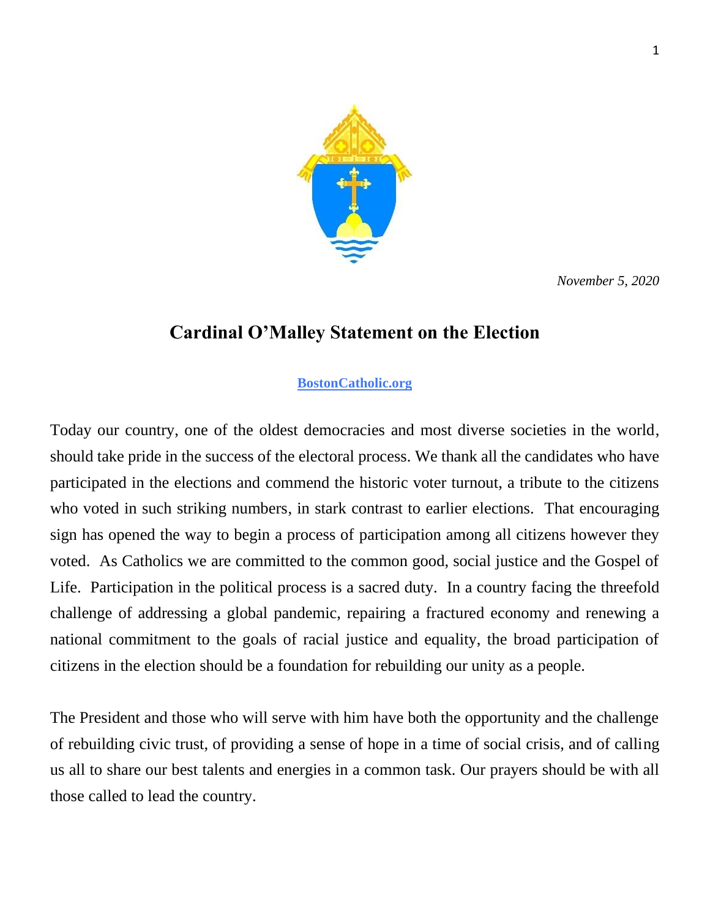*November 5, 2020*

# Cardinal O'Malley Statement on the Election

**[BostonCatholic.org](BostonCatholic.org)**

Today our country, one of the oldest democracies and most diverse societies in the world, should take pride in the success of the electoral process. We thank all the candidates who have participated in the elections and commend the historic voter turnout, a tribute to the citizens who voted in such striking numbers, in stark contrast to earlier elections. That encouraging sign has opened the way to begin a process of participation among all citizens however they voted. As Catholics we are committed to the common good, social justice and the Gospel of Life. Participation in the political process is a sacred duty. In a country facing the threefold challenge of addressing a global pandemic, repairing a fractured economy and renewing a national commitment to the goals of racial justice and equality, the broad participation of citizens in the election should be a foundation for rebuilding our unity as a people.

The President and those who will serve with him have both the opportunity and the challenge of rebuilding civic trust, of providing a sense of hope in a time of social crisis, and of calling us all to share our best talents and energies in a common task. Our prayers should be with all those called to lead the country.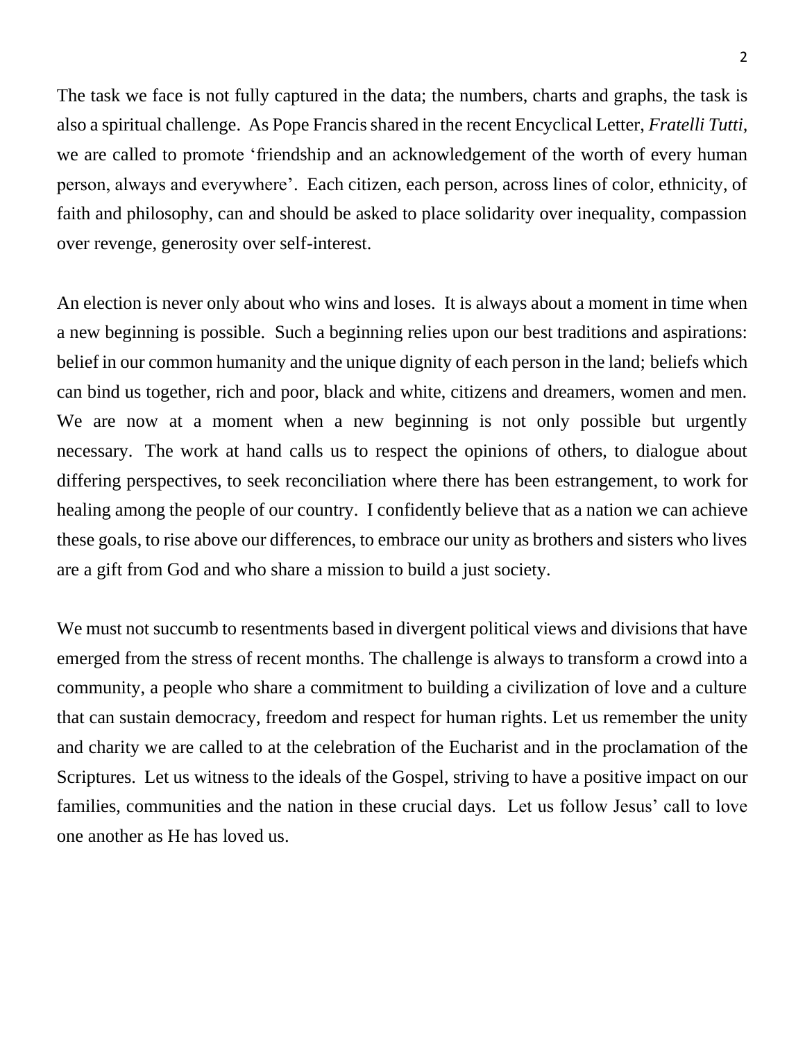The task we face is not fully captured in the data; the numbers, charts and graphs, the task is also a spiritual challenge. As Pope Francis shared in the recent Encyclical Letter, *Fratelli Tutti*, we are called to promote 'friendship and an acknowledgement of the worth of every human person, always and everywhere'. Each citizen, each person, across lines of color, ethnicity, of faith and philosophy, can and should be asked to place solidarity over inequality, compassion over revenge, generosity over self-interest.

An election is never only about who wins and loses. It is always about a moment in time when a new beginning is possible. Such a beginning relies upon our best traditions and aspirations: belief in our common humanity and the unique dignity of each person in the land; beliefs which can bind us together, rich and poor, black and white, citizens and dreamers, women and men. We are now at a moment when a new beginning is not only possible but urgently necessary. The work at hand calls us to respect the opinions of others, to dialogue about differing perspectives, to seek reconciliation where there has been estrangement, to work for healing among the people of our country. I confidently believe that as a nation we can achieve these goals, to rise above our differences, to embrace our unity as brothers and sisters who lives are a gift from God and who share a mission to build a just society.

We must not succumb to resentments based in divergent political views and divisions that have emerged from the stress of recent months. The challenge is always to transform a crowd into a community, a people who share a commitment to building a civilization of love and a culture that can sustain democracy, freedom and respect for human rights. Let us remember the unity and charity we are called to at the celebration of the Eucharist and in the proclamation of the Scriptures. Let us witness to the ideals of the Gospel, striving to have a positive impact on our families, communities and the nation in these crucial days. Let us follow Jesus' call to love one another as He has loved us.